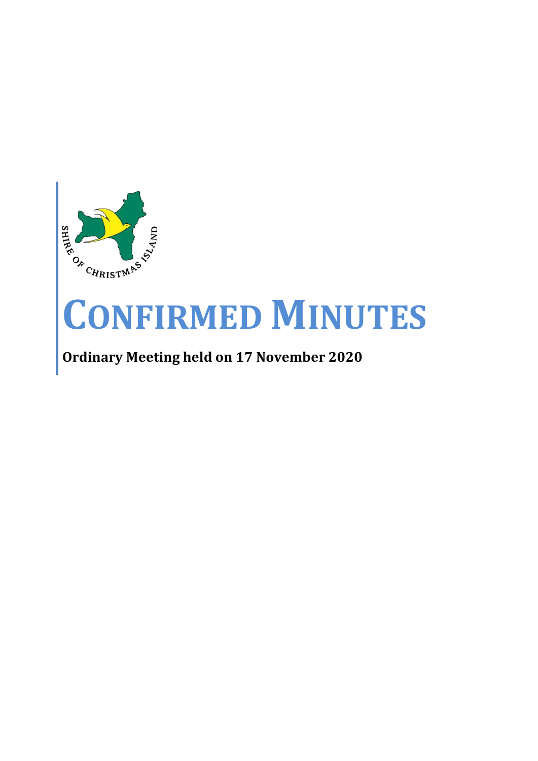SHIRE OF CHRISTMAS ISLAND

# CONFIRMED MINUTES

**Ordinary Meeting held on 17 November 2020**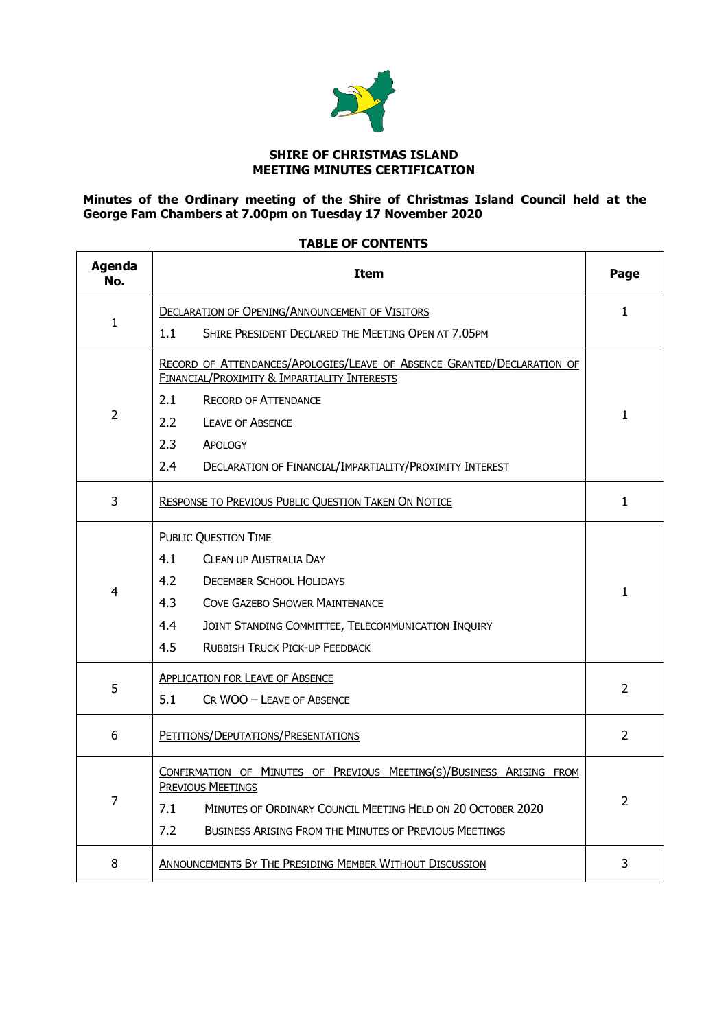**SHIRE OF CHRISTMAS ISLAND**
**MEETING MINUTES CERTIFICATION**

**Minutes of the Ordinary meeting of the Shire of Christmas Island Council held at the George Fam Chambers at 7.00pm on Tuesday 17 November 2020**

**TABLE OF CONTENTS**

| Agenda No. | Item | Page |
|---|---|---|
| 1 | DECLARATION OF OPENING/ANNOUNCEMENT OF VISITORS<br>1.1 SHIRE PRESIDENT DECLARED THE MEETING OPEN AT 7.05PM | 1 |
| 2 | RECORD OF ATTENDANCES/APOLOGIES/LEAVE OF ABSENCE GRANTED/DECLARATION OF FINANCIAL/PROXIMITY & IMPARTIALITY INTERESTS<br>2.1 RECORD OF ATTENDANCE<br>2.2 LEAVE OF ABSENCE<br>2.3 APOLOGY<br>2.4 DECLARATION OF FINANCIAL/IMPARTIALITY/PROXIMITY INTEREST | 1 |
| 3 | RESPONSE TO PREVIOUS PUBLIC QUESTION TAKEN ON NOTICE | 1 |
| 4 | PUBLIC QUESTION TIME<br>4.1 CLEAN UP AUSTRALIA DAY<br>4.2 DECEMBER SCHOOL HOLIDAYS<br>4.3 COVE GAZEBO SHOWER MAINTENANCE<br>4.4 JOINT STANDING COMMITTEE, TELECOMMUNICATION INQUIRY<br>4.5 RUBBISH TRUCK PICK-UP FEEDBACK | 1 |
| 5 | APPLICATION FOR LEAVE OF ABSENCE<br>5.1 CR WOO – LEAVE OF ABSENCE | 2 |
| 6 | PETITIONS/DEPUTATIONS/PRESENTATIONS | 2 |
| 7 | CONFIRMATION OF MINUTES OF PREVIOUS MEETING(S)/BUSINESS ARISING FROM PREVIOUS MEETINGS<br>7.1 MINUTES OF ORDINARY COUNCIL MEETING HELD ON 20 OCTOBER 2020<br>7.2 BUSINESS ARISING FROM THE MINUTES OF PREVIOUS MEETINGS | 2 |
| 8 | ANNOUNCEMENTS BY THE PRESIDING MEMBER WITHOUT DISCUSSION | 3 |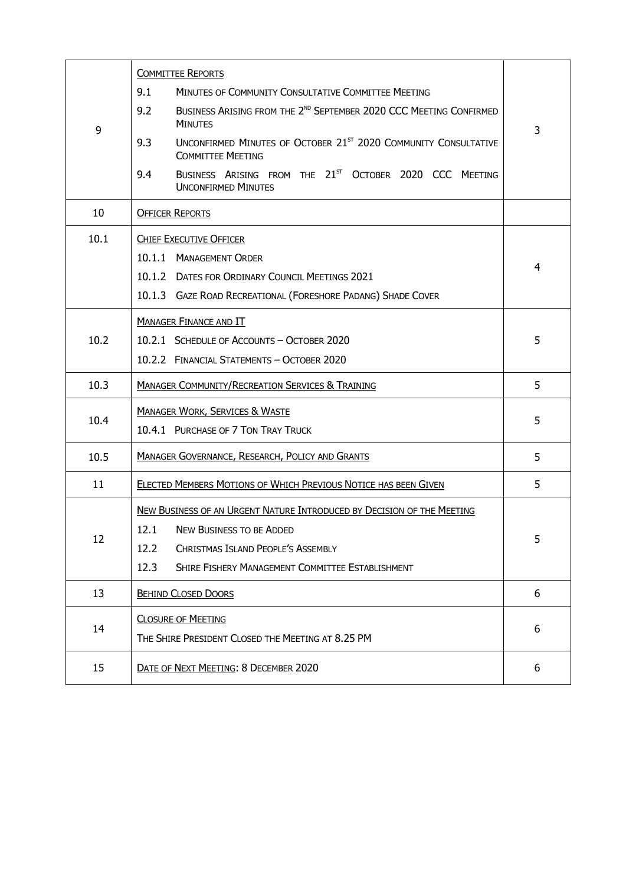| | | |
|---|---|---|
| 9 | COMMITTEE REPORTS<br>9.1 MINUTES OF COMMUNITY CONSULTATIVE COMMITTEE MEETING<br>9.2 BUSINESS ARISING FROM THE 2ND SEPTEMBER 2020 CCC MEETING CONFIRMED MINUTES<br>9.3 UNCONFIRMED MINUTES OF OCTOBER 21ST 2020 COMMUNITY CONSULTATIVE COMMITTEE MEETING<br>9.4 BUSINESS ARISING FROM THE 21ST OCTOBER 2020 CCC MEETING UNCONFIRMED MINUTES | 3 |
| 10 | OFFICER REPORTS | |
| 10.1 | CHIEF EXECUTIVE OFFICER<br>10.1.1 MANAGEMENT ORDER<br>10.1.2 DATES FOR ORDINARY COUNCIL MEETINGS 2021<br>10.1.3 GAZE ROAD RECREATIONAL (FORESHORE PADANG) SHADE COVER | 4 |
| 10.2 | MANAGER FINANCE AND IT<br>10.2.1 SCHEDULE OF ACCOUNTS – OCTOBER 2020<br>10.2.2 FINANCIAL STATEMENTS – OCTOBER 2020 | 5 |
| 10.3 | MANAGER COMMUNITY/RECREATION SERVICES & TRAINING | 5 |
| 10.4 | MANAGER WORK, SERVICES & WASTE<br>10.4.1 PURCHASE OF 7 TON TRAY TRUCK | 5 |
| 10.5 | MANAGER GOVERNANCE, RESEARCH, POLICY AND GRANTS | 5 |
| 11 | ELECTED MEMBERS MOTIONS OF WHICH PREVIOUS NOTICE HAS BEEN GIVEN | 5 |
| 12 | NEW BUSINESS OF AN URGENT NATURE INTRODUCED BY DECISION OF THE MEETING<br>12.1 NEW BUSINESS TO BE ADDED<br>12.2 CHRISTMAS ISLAND PEOPLE'S ASSEMBLY<br>12.3 SHIRE FISHERY MANAGEMENT COMMITTEE ESTABLISHMENT | 5 |
| 13 | BEHIND CLOSED DOORS | 6 |
| 14 | CLOSURE OF MEETING<br>THE SHIRE PRESIDENT CLOSED THE MEETING AT 8.25 PM | 6 |
| 15 | DATE OF NEXT MEETING: 8 DECEMBER 2020 | 6 |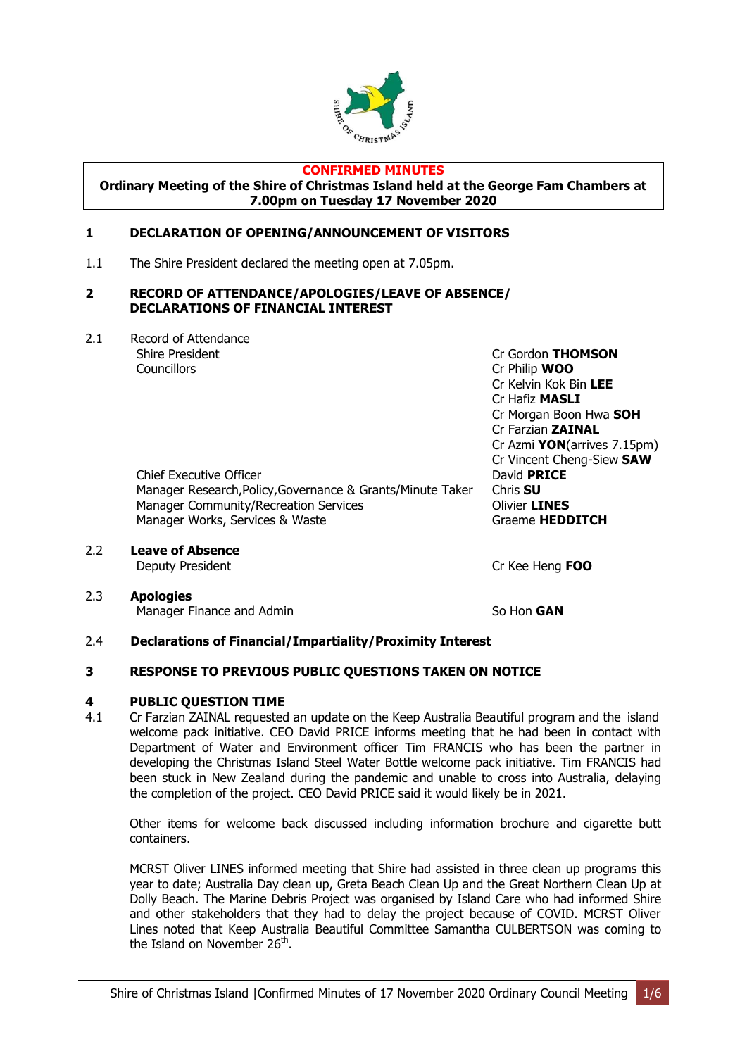**CONFIRMED MINUTES**

**Ordinary Meeting of the Shire of Christmas Island held at the George Fam Chambers at 7.00pm on Tuesday 17 November 2020**

## 1 DECLARATION OF OPENING/ANNOUNCEMENT OF VISITORS

1.1 The Shire President declared the meeting open at 7.05pm.

## 2 RECORD OF ATTENDANCE/APOLOGIES/LEAVE OF ABSENCE/ DECLARATIONS OF FINANCIAL INTEREST

2.1 Record of Attendance

| | |
|---|---|
| Shire President | Cr Gordon **THOMSON** |
| Councillors | Cr Philip **WOO** |
| | Cr Kelvin Kok Bin **LEE** |
| | Cr Hafiz **MASLI** |
| | Cr Morgan Boon Hwa **SOH** |
| | Cr Farzian **ZAINAL** |
| | Cr Azmi **YON**(arrives 7.15pm) |
| | Cr Vincent Cheng-Siew **SAW** |
| Chief Executive Officer | David **PRICE** |
| Manager Research,Policy,Governance & Grants/Minute Taker | Chris **SU** |
| Manager Community/Recreation Services | Olivier **LINES** |
| Manager Works, Services & Waste | Graeme **HEDDITCH** |

2.2 **Leave of Absence**

| | |
|---|---|
| Deputy President | Cr Kee Heng **FOO** |

2.3 **Apologies**

| | |
|---|---|
| Manager Finance and Admin | So Hon **GAN** |

2.4 **Declarations of Financial/Impartiality/Proximity Interest**

## 3 RESPONSE TO PREVIOUS PUBLIC QUESTIONS TAKEN ON NOTICE

## 4 PUBLIC QUESTION TIME

4.1 Cr Farzian ZAINAL requested an update on the Keep Australia Beautiful program and the island welcome pack initiative. CEO David PRICE informs meeting that he had been in contact with Department of Water and Environment officer Tim FRANCIS who has been the partner in developing the Christmas Island Steel Water Bottle welcome pack initiative. Tim FRANCIS had been stuck in New Zealand during the pandemic and unable to cross into Australia, delaying the completion of the project. CEO David PRICE said it would likely be in 2021.

Other items for welcome back discussed including information brochure and cigarette butt containers.

MCRST Oliver LINES informed meeting that Shire had assisted in three clean up programs this year to date; Australia Day clean up, Greta Beach Clean Up and the Great Northern Clean Up at Dolly Beach. The Marine Debris Project was organised by Island Care who had informed Shire and other stakeholders that they had to delay the project because of COVID. MCRST Oliver Lines noted that Keep Australia Beautiful Committee Samantha CULBERTSON was coming to the Island on November 26th.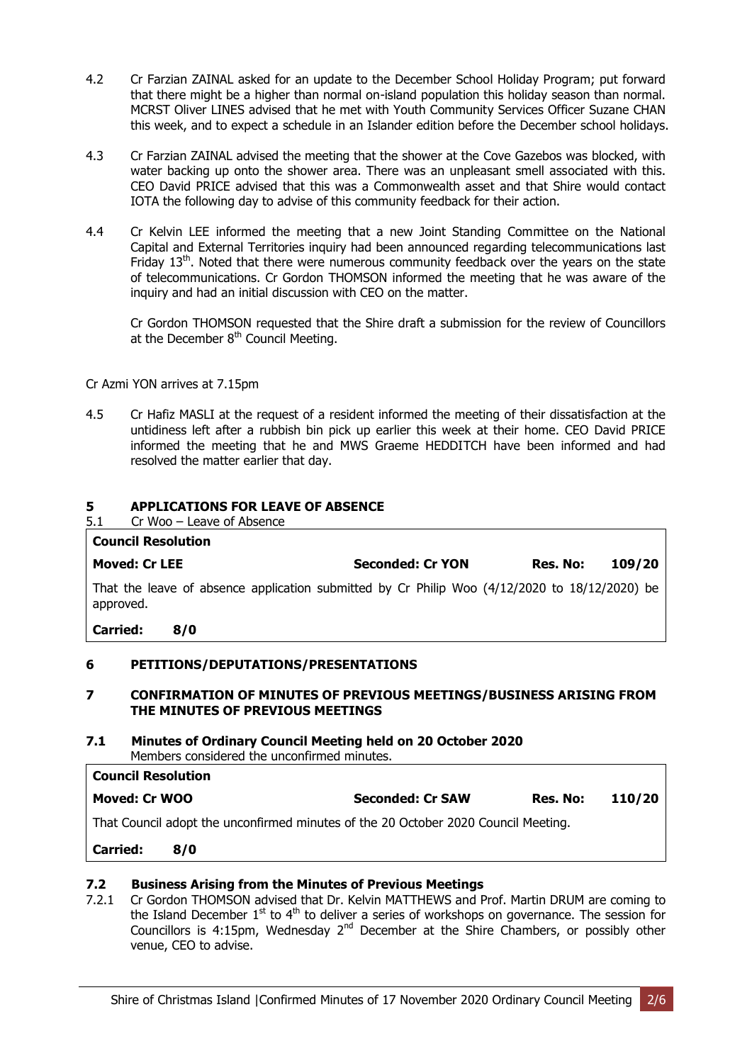4.2 Cr Farzian ZAINAL asked for an update to the December School Holiday Program; put forward that there might be a higher than normal on-island population this holiday season than normal. MCRST Oliver LINES advised that he met with Youth Community Services Officer Suzane CHAN this week, and to expect a schedule in an Islander edition before the December school holidays.

4.3 Cr Farzian ZAINAL advised the meeting that the shower at the Cove Gazebos was blocked, with water backing up onto the shower area. There was an unpleasant smell associated with this. CEO David PRICE advised that this was a Commonwealth asset and that Shire would contact IOTA the following day to advise of this community feedback for their action.

4.4 Cr Kelvin LEE informed the meeting that a new Joint Standing Committee on the National Capital and External Territories inquiry had been announced regarding telecommunications last Friday 13th. Noted that there were numerous community feedback over the years on the state of telecommunications. Cr Gordon THOMSON informed the meeting that he was aware of the inquiry and had an initial discussion with CEO on the matter.

Cr Gordon THOMSON requested that the Shire draft a submission for the review of Councillors at the December 8th Council Meeting.

Cr Azmi YON arrives at 7.15pm

4.5 Cr Hafiz MASLI at the request of a resident informed the meeting of their dissatisfaction at the untidiness left after a rubbish bin pick up earlier this week at their home. CEO David PRICE informed the meeting that he and MWS Graeme HEDDITCH have been informed and had resolved the matter earlier that day.

## 5 APPLICATIONS FOR LEAVE OF ABSENCE

5.1 Cr Woo – Leave of Absence

| **Council Resolution** | | | |
|---|---|---|---|
| **Moved: Cr LEE** | **Seconded: Cr YON** | **Res. No:** | **109/20** |
| That the leave of absence application submitted by Cr Philip Woo (4/12/2020 to 18/12/2020) be approved. | | | |
| **Carried: 8/0** | | | |

## 6 PETITIONS/DEPUTATIONS/PRESENTATIONS

## 7 CONFIRMATION OF MINUTES OF PREVIOUS MEETINGS/BUSINESS ARISING FROM THE MINUTES OF PREVIOUS MEETINGS

### 7.1 Minutes of Ordinary Council Meeting held on 20 October 2020

Members considered the unconfirmed minutes.

| **Council Resolution** | | | |
|---|---|---|---|
| **Moved: Cr WOO** | **Seconded: Cr SAW** | **Res. No:** | **110/20** |
| That Council adopt the unconfirmed minutes of the 20 October 2020 Council Meeting. | | | |
| **Carried: 8/0** | | | |

### 7.2 Business Arising from the Minutes of Previous Meetings

7.2.1 Cr Gordon THOMSON advised that Dr. Kelvin MATTHEWS and Prof. Martin DRUM are coming to the Island December 1st to 4th to deliver a series of workshops on governance. The session for Councillors is 4:15pm, Wednesday 2nd December at the Shire Chambers, or possibly other venue, CEO to advise.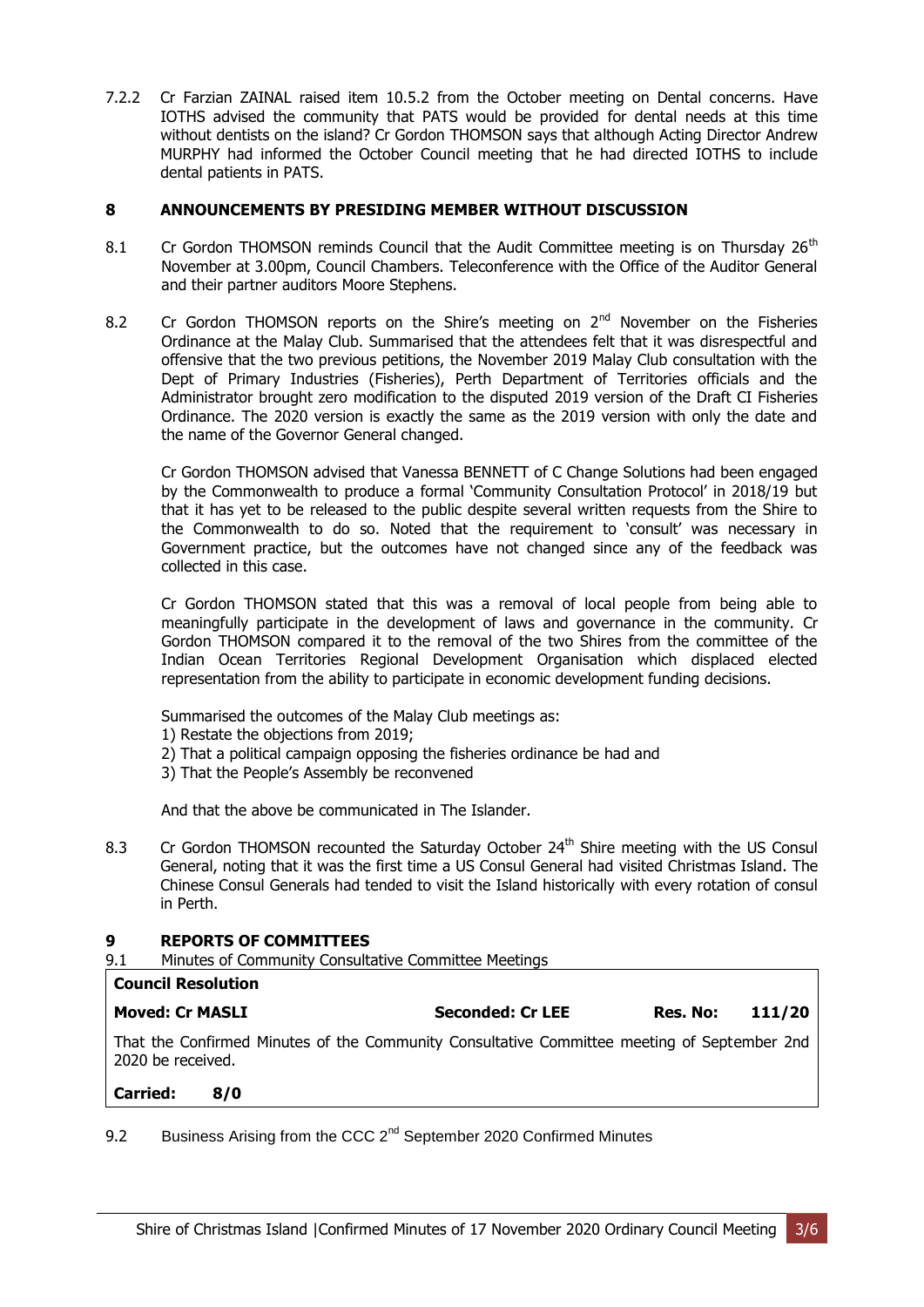7.2.2 Cr Farzian ZAINAL raised item 10.5.2 from the October meeting on Dental concerns. Have IOTHS advised the community that PATS would be provided for dental needs at this time without dentists on the island? Cr Gordon THOMSON says that although Acting Director Andrew MURPHY had informed the October Council meeting that he had directed IOTHS to include dental patients in PATS.

## 8 ANNOUNCEMENTS BY PRESIDING MEMBER WITHOUT DISCUSSION

8.1 Cr Gordon THOMSON reminds Council that the Audit Committee meeting is on Thursday 26th November at 3.00pm, Council Chambers. Teleconference with the Office of the Auditor General and their partner auditors Moore Stephens.

8.2 Cr Gordon THOMSON reports on the Shire's meeting on 2nd November on the Fisheries Ordinance at the Malay Club. Summarised that the attendees felt that it was disrespectful and offensive that the two previous petitions, the November 2019 Malay Club consultation with the Dept of Primary Industries (Fisheries), Perth Department of Territories officials and the Administrator brought zero modification to the disputed 2019 version of the Draft CI Fisheries Ordinance. The 2020 version is exactly the same as the 2019 version with only the date and the name of the Governor General changed.

Cr Gordon THOMSON advised that Vanessa BENNETT of C Change Solutions had been engaged by the Commonwealth to produce a formal 'Community Consultation Protocol' in 2018/19 but that it has yet to be released to the public despite several written requests from the Shire to the Commonwealth to do so. Noted that the requirement to 'consult' was necessary in Government practice, but the outcomes have not changed since any of the feedback was collected in this case.

Cr Gordon THOMSON stated that this was a removal of local people from being able to meaningfully participate in the development of laws and governance in the community. Cr Gordon THOMSON compared it to the removal of the two Shires from the committee of the Indian Ocean Territories Regional Development Organisation which displaced elected representation from the ability to participate in economic development funding decisions.

Summarised the outcomes of the Malay Club meetings as:
1) Restate the objections from 2019;
2) That a political campaign opposing the fisheries ordinance be had and
3) That the People's Assembly be reconvened

And that the above be communicated in The Islander.

8.3 Cr Gordon THOMSON recounted the Saturday October 24th Shire meeting with the US Consul General, noting that it was the first time a US Consul General had visited Christmas Island. The Chinese Consul Generals had tended to visit the Island historically with every rotation of consul in Perth.

## 9 REPORTS OF COMMITTEES

9.1 Minutes of Community Consultative Committee Meetings

| **Council Resolution** | | | |
|---|---|---|---|
| **Moved: Cr MASLI** | **Seconded: Cr LEE** | **Res. No:** | **111/20** |
| That the Confirmed Minutes of the Community Consultative Committee meeting of September 2nd 2020 be received. | | | |
| **Carried: 8/0** | | | |

9.2 Business Arising from the CCC 2nd September 2020 Confirmed Minutes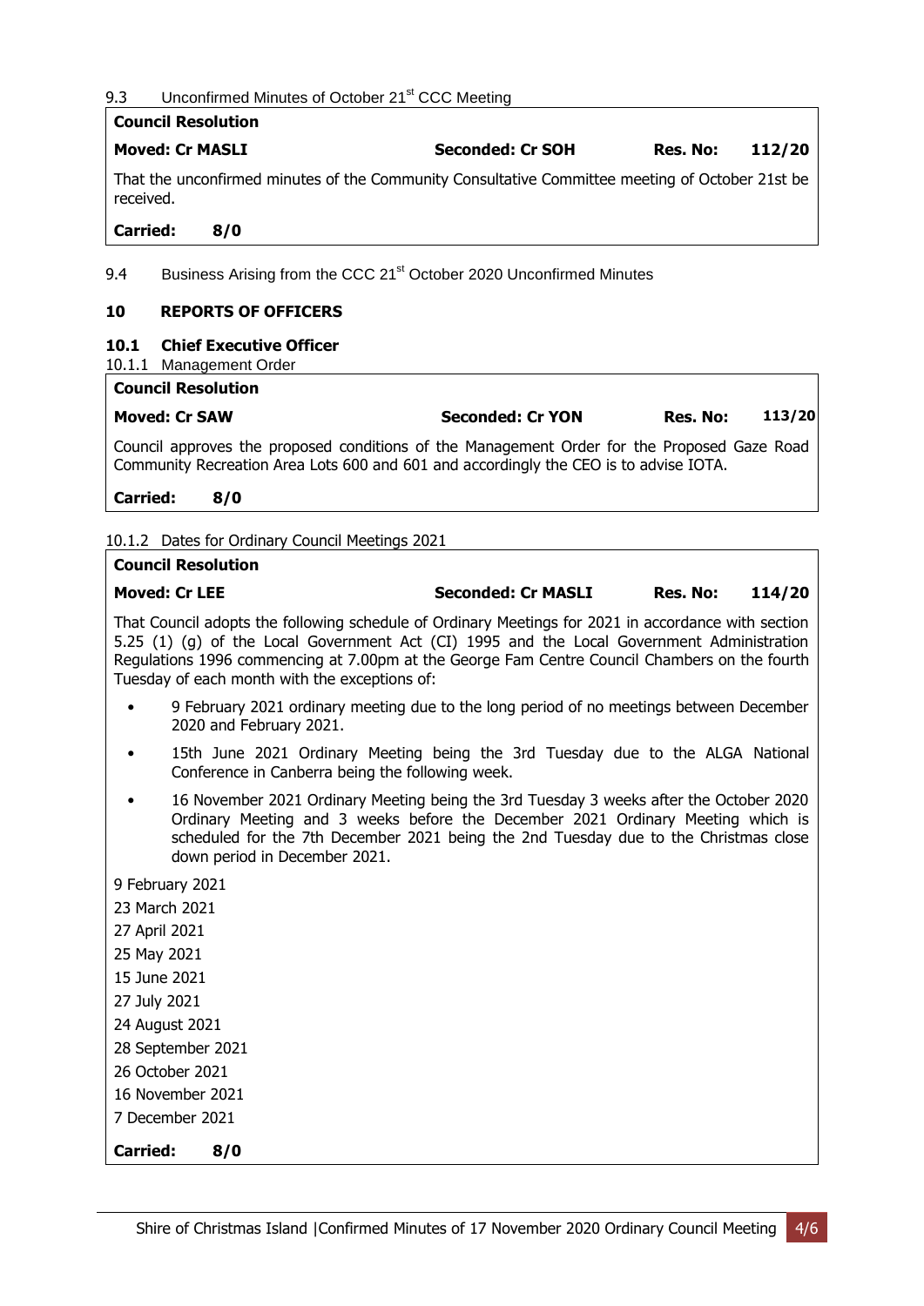9.3 Unconfirmed Minutes of October 21st CCC Meeting

**Council Resolution**

| **Moved: Cr MASLI** | **Seconded: Cr SOH** | **Res. No:** | **112/20** |
|---|---|---|---|

That the unconfirmed minutes of the Community Consultative Committee meeting of October 21st be received.

**Carried: 8/0**

9.4 Business Arising from the CCC 21st October 2020 Unconfirmed Minutes

## 10 REPORTS OF OFFICERS

### 10.1 Chief Executive Officer

10.1.1 Management Order

**Council Resolution**

| **Moved: Cr SAW** | **Seconded: Cr YON** | **Res. No:** | **113/20** |
|---|---|---|---|

Council approves the proposed conditions of the Management Order for the Proposed Gaze Road Community Recreation Area Lots 600 and 601 and accordingly the CEO is to advise IOTA.

**Carried: 8/0**

10.1.2 Dates for Ordinary Council Meetings 2021

**Council Resolution**

| **Moved: Cr LEE** | **Seconded: Cr MASLI** | **Res. No:** | **114/20** |
|---|---|---|---|

That Council adopts the following schedule of Ordinary Meetings for 2021 in accordance with section 5.25 (1) (g) of the Local Government Act (CI) 1995 and the Local Government Administration Regulations 1996 commencing at 7.00pm at the George Fam Centre Council Chambers on the fourth Tuesday of each month with the exceptions of:

- 9 February 2021 ordinary meeting due to the long period of no meetings between December 2020 and February 2021.
- 15th June 2021 Ordinary Meeting being the 3rd Tuesday due to the ALGA National Conference in Canberra being the following week.
- 16 November 2021 Ordinary Meeting being the 3rd Tuesday 3 weeks after the October 2020 Ordinary Meeting and 3 weeks before the December 2021 Ordinary Meeting which is scheduled for the 7th December 2021 being the 2nd Tuesday due to the Christmas close down period in December 2021.

9 February 2021
23 March 2021
27 April 2021
25 May 2021
15 June 2021
27 July 2021
24 August 2021
28 September 2021
26 October 2021
16 November 2021
7 December 2021

**Carried: 8/0**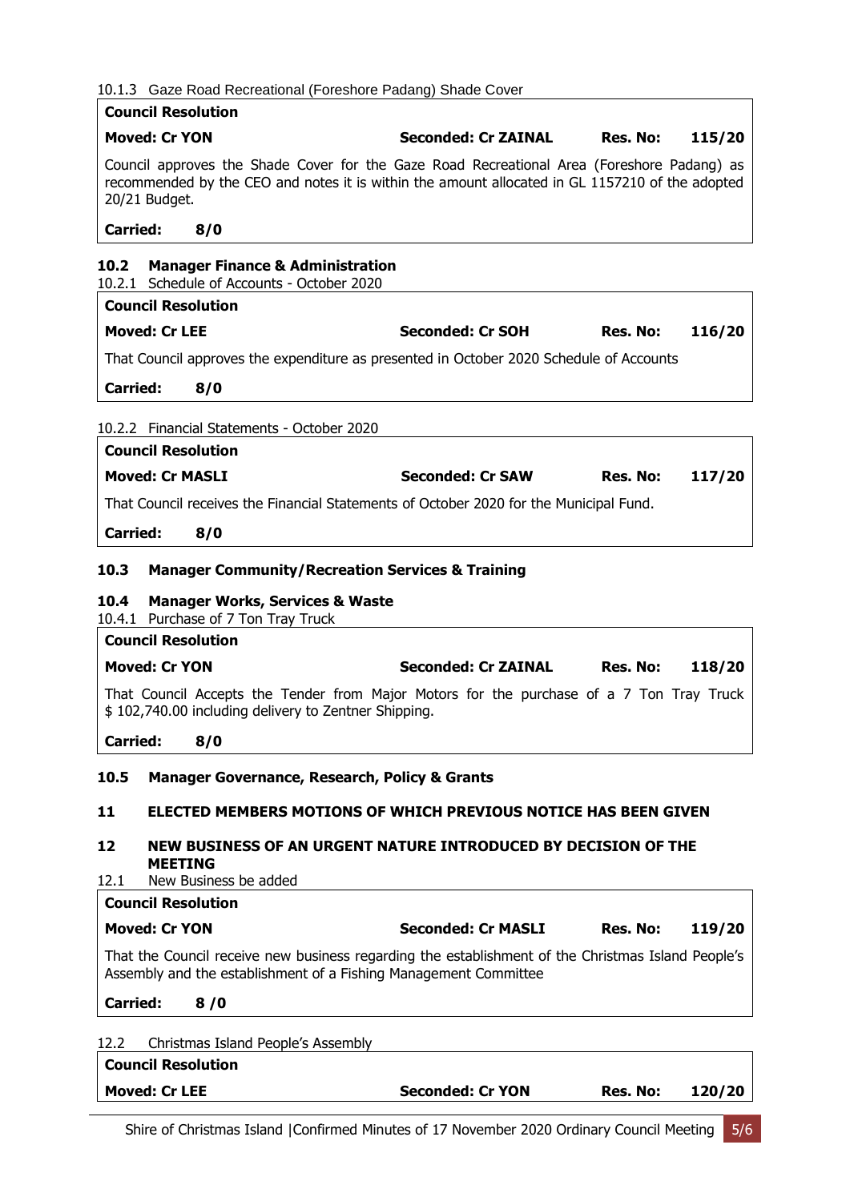10.1.3 Gaze Road Recreational (Foreshore Padang) Shade Cover

| **Council Resolution** | | | |
|---|---|---|---|
| **Moved: Cr YON** | **Seconded: Cr ZAINAL** | **Res. No:** | **115/20** |
| Council approves the Shade Cover for the Gaze Road Recreational Area (Foreshore Padang) as recommended by the CEO and notes it is within the amount allocated in GL 1157210 of the adopted 20/21 Budget. | | | |
| **Carried: 8/0** | | | |

## 10.2 Manager Finance & Administration

10.2.1 Schedule of Accounts - October 2020

| **Council Resolution** | | | |
|---|---|---|---|
| **Moved: Cr LEE** | **Seconded: Cr SOH** | **Res. No:** | **116/20** |
| That Council approves the expenditure as presented in October 2020 Schedule of Accounts | | | |
| **Carried: 8/0** | | | |

10.2.2 Financial Statements - October 2020

| **Council Resolution** | | | |
|---|---|---|---|
| **Moved: Cr MASLI** | **Seconded: Cr SAW** | **Res. No:** | **117/20** |
| That Council receives the Financial Statements of October 2020 for the Municipal Fund. | | | |
| **Carried: 8/0** | | | |

## 10.3 Manager Community/Recreation Services & Training

## 10.4 Manager Works, Services & Waste

10.4.1 Purchase of 7 Ton Tray Truck

| **Council Resolution** | | | |
|---|---|---|---|
| **Moved: Cr YON** | **Seconded: Cr ZAINAL** | **Res. No:** | **118/20** |
| That Council Accepts the Tender from Major Motors for the purchase of a 7 Ton Tray Truck $ 102,740.00 including delivery to Zentner Shipping. | | | |
| **Carried: 8/0** | | | |

## 10.5 Manager Governance, Research, Policy & Grants

# 11 ELECTED MEMBERS MOTIONS OF WHICH PREVIOUS NOTICE HAS BEEN GIVEN

# 12 NEW BUSINESS OF AN URGENT NATURE INTRODUCED BY DECISION OF THE MEETING

12.1 New Business be added

| **Council Resolution** | | | |
|---|---|---|---|
| **Moved: Cr YON** | **Seconded: Cr MASLI** | **Res. No:** | **119/20** |
| That the Council receive new business regarding the establishment of the Christmas Island People's Assembly and the establishment of a Fishing Management Committee | | | |
| **Carried: 8 /0** | | | |

12.2 Christmas Island People's Assembly

| **Council Resolution** | | | |
|---|---|---|---|
| **Moved: Cr LEE** | **Seconded: Cr YON** | **Res. No:** | **120/20** |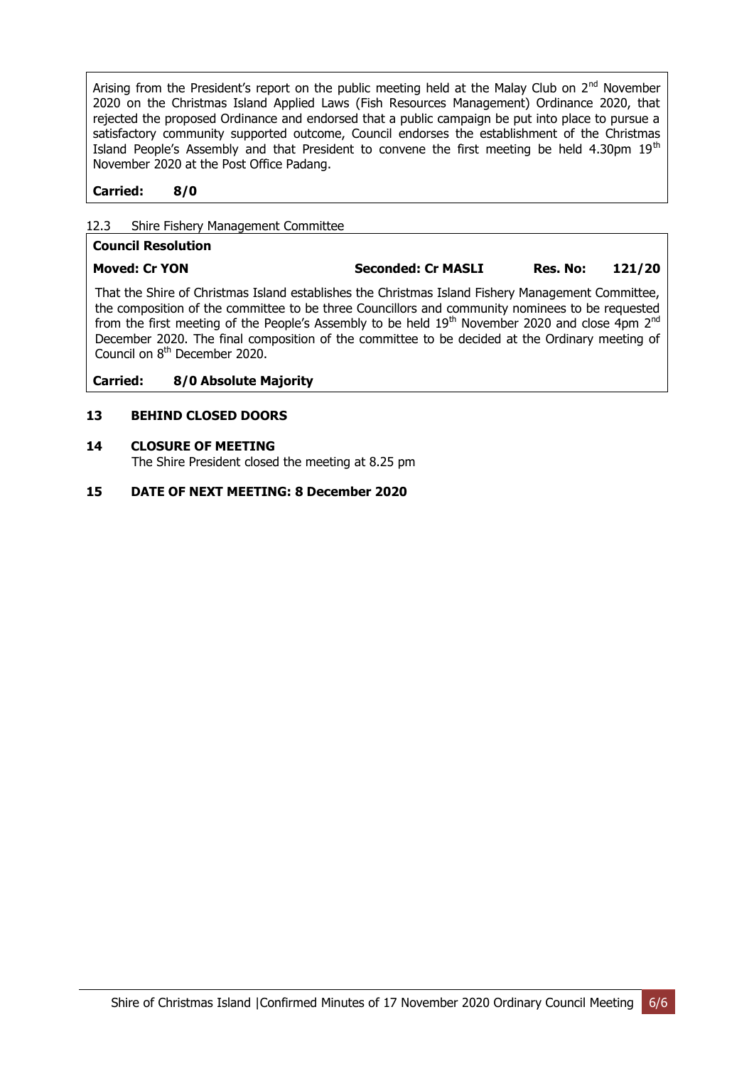Arising from the President's report on the public meeting held at the Malay Club on 2nd November 2020 on the Christmas Island Applied Laws (Fish Resources Management) Ordinance 2020, that rejected the proposed Ordinance and endorsed that a public campaign be put into place to pursue a satisfactory community supported outcome, Council endorses the establishment of the Christmas Island People's Assembly and that President to convene the first meeting be held 4.30pm 19th November 2020 at the Post Office Padang.

**Carried: 8/0**

12.3 Shire Fishery Management Committee

**Council Resolution**

**Moved: Cr YON** **Seconded: Cr MASLI** **Res. No: 121/20**

That the Shire of Christmas Island establishes the Christmas Island Fishery Management Committee, the composition of the committee to be three Councillors and community nominees to be requested from the first meeting of the People's Assembly to be held 19th November 2020 and close 4pm 2nd December 2020. The final composition of the committee to be decided at the Ordinary meeting of Council on 8th December 2020.

**Carried: 8/0 Absolute Majority**

## 13 BEHIND CLOSED DOORS

## 14 CLOSURE OF MEETING

The Shire President closed the meeting at 8.25 pm

## 15 DATE OF NEXT MEETING: 8 December 2020